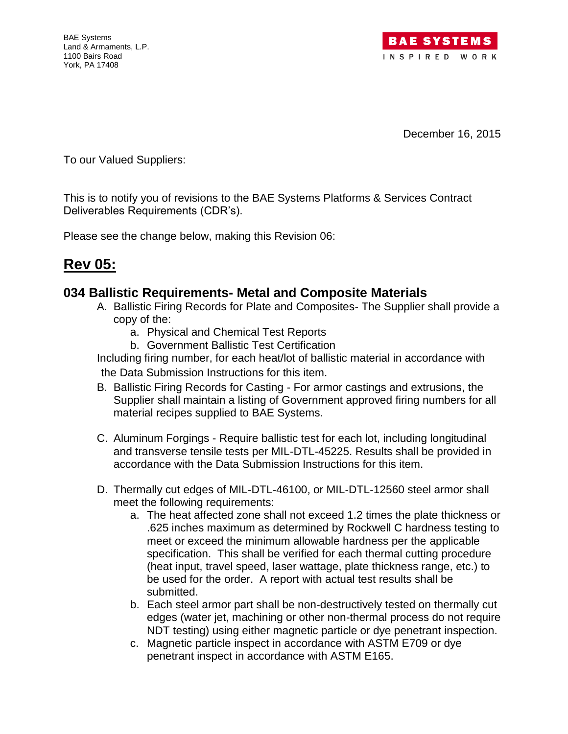BAE Systems
Land & Armaments, L.P.
1100 Bairs Road
York, PA 17408

BAE SYSTEMS
INSPIRED WORK

December 16, 2015

To our Valued Suppliers:

This is to notify you of revisions to the BAE Systems Platforms & Services Contract Deliverables Requirements (CDR's).

Please see the change below, making this Revision 06:

# Rev 05:

## 034 Ballistic Requirements- Metal and Composite Materials

A. Ballistic Firing Records for Plate and Composites- The Supplier shall provide a copy of the:
   a. Physical and Chemical Test Reports
   b. Government Ballistic Test Certification

Including firing number, for each heat/lot of ballistic material in accordance with the Data Submission Instructions for this item.

B. Ballistic Firing Records for Casting - For armor castings and extrusions, the Supplier shall maintain a listing of Government approved firing numbers for all material recipes supplied to BAE Systems.

C. Aluminum Forgings - Require ballistic test for each lot, including longitudinal and transverse tensile tests per MIL-DTL-45225. Results shall be provided in accordance with the Data Submission Instructions for this item.

D. Thermally cut edges of MIL-DTL-46100, or MIL-DTL-12560 steel armor shall meet the following requirements:
   a. The heat affected zone shall not exceed 1.2 times the plate thickness or .625 inches maximum as determined by Rockwell C hardness testing to meet or exceed the minimum allowable hardness per the applicable specification. This shall be verified for each thermal cutting procedure (heat input, travel speed, laser wattage, plate thickness range, etc.) to be used for the order. A report with actual test results shall be submitted.
   b. Each steel armor part shall be non-destructively tested on thermally cut edges (water jet, machining or other non-thermal process do not require NDT testing) using either magnetic particle or dye penetrant inspection.
   c. Magnetic particle inspect in accordance with ASTM E709 or dye penetrant inspect in accordance with ASTM E165.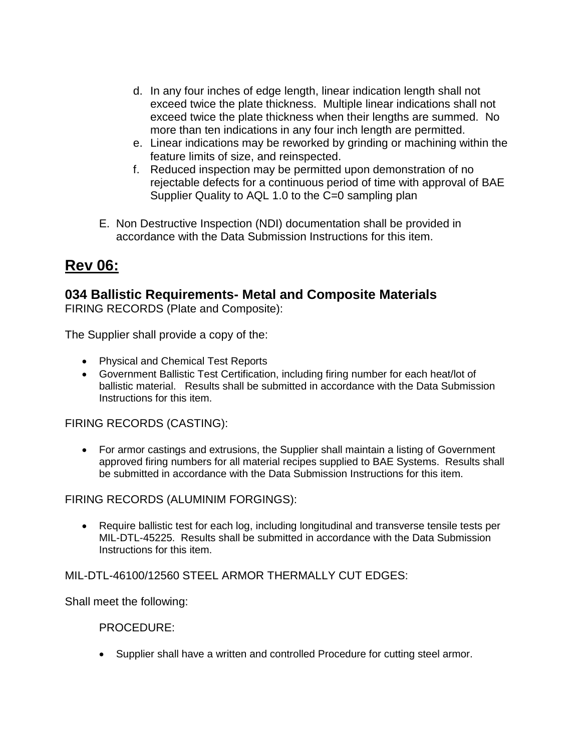d. In any four inches of edge length, linear indication length shall not exceed twice the plate thickness. Multiple linear indications shall not exceed twice the plate thickness when their lengths are summed. No more than ten indications in any four inch length are permitted.
e. Linear indications may be reworked by grinding or machining within the feature limits of size, and reinspected.
f. Reduced inspection may be permitted upon demonstration of no rejectable defects for a continuous period of time with approval of BAE Supplier Quality to AQL 1.0 to the C=0 sampling plan

E. Non Destructive Inspection (NDI) documentation shall be provided in accordance with the Data Submission Instructions for this item.

## **Rev 06:**

### 034 Ballistic Requirements- Metal and Composite Materials

FIRING RECORDS (Plate and Composite):

The Supplier shall provide a copy of the:

- Physical and Chemical Test Reports
- Government Ballistic Test Certification, including firing number for each heat/lot of ballistic material. Results shall be submitted in accordance with the Data Submission Instructions for this item.

FIRING RECORDS (CASTING):

- For armor castings and extrusions, the Supplier shall maintain a listing of Government approved firing numbers for all material recipes supplied to BAE Systems. Results shall be submitted in accordance with the Data Submission Instructions for this item.

FIRING RECORDS (ALUMINIM FORGINGS):

- Require ballistic test for each log, including longitudinal and transverse tensile tests per MIL-DTL-45225. Results shall be submitted in accordance with the Data Submission Instructions for this item.

MIL-DTL-46100/12560 STEEL ARMOR THERMALLY CUT EDGES:

Shall meet the following:

PROCEDURE:

- Supplier shall have a written and controlled Procedure for cutting steel armor.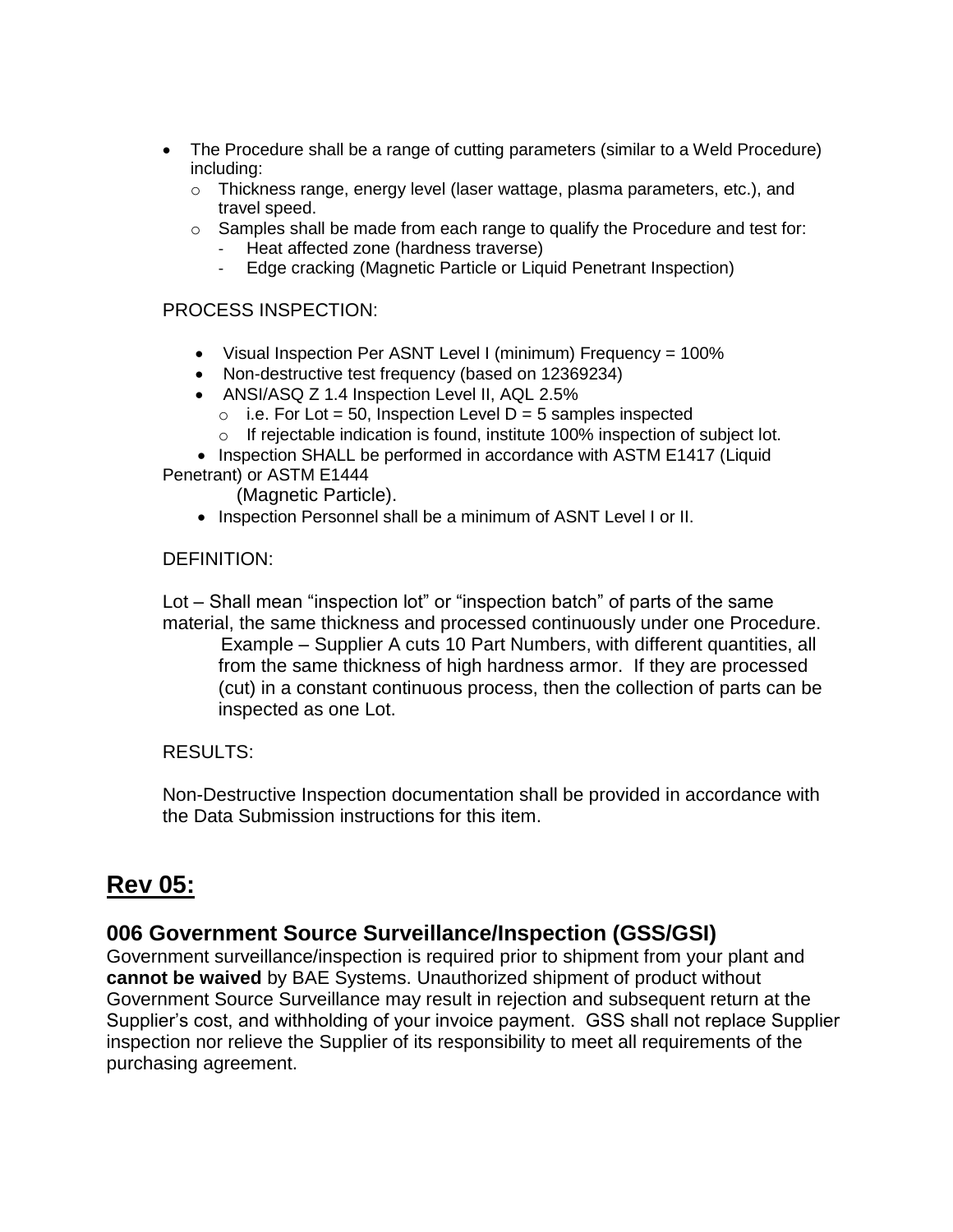- The Procedure shall be a range of cutting parameters (similar to a Weld Procedure) including:
  - Thickness range, energy level (laser wattage, plasma parameters, etc.), and travel speed.
  - Samples shall be made from each range to qualify the Procedure and test for:
    - Heat affected zone (hardness traverse)
    - Edge cracking (Magnetic Particle or Liquid Penetrant Inspection)

PROCESS INSPECTION:

- Visual Inspection Per ASNT Level I (minimum) Frequency = 100%
- Non-destructive test frequency (based on 12369234)
- ANSI/ASQ Z 1.4 Inspection Level II, AQL 2.5%
  - i.e. For Lot = 50, Inspection Level D = 5 samples inspected
  - If rejectable indication is found, institute 100% inspection of subject lot.
- Inspection SHALL be performed in accordance with ASTM E1417 (Liquid Penetrant) or ASTM E1444 (Magnetic Particle).
- Inspection Personnel shall be a minimum of ASNT Level I or II.

DEFINITION:

Lot – Shall mean "inspection lot" or "inspection batch" of parts of the same material, the same thickness and processed continuously under one Procedure.

Example – Supplier A cuts 10 Part Numbers, with different quantities, all from the same thickness of high hardness armor. If they are processed (cut) in a constant continuous process, then the collection of parts can be inspected as one Lot.

RESULTS:

Non-Destructive Inspection documentation shall be provided in accordance with the Data Submission instructions for this item.

# Rev 05:

## 006 Government Source Surveillance/Inspection (GSS/GSI)

Government surveillance/inspection is required prior to shipment from your plant and **cannot be waived** by BAE Systems. Unauthorized shipment of product without Government Source Surveillance may result in rejection and subsequent return at the Supplier's cost, and withholding of your invoice payment. GSS shall not replace Supplier inspection nor relieve the Supplier of its responsibility to meet all requirements of the purchasing agreement.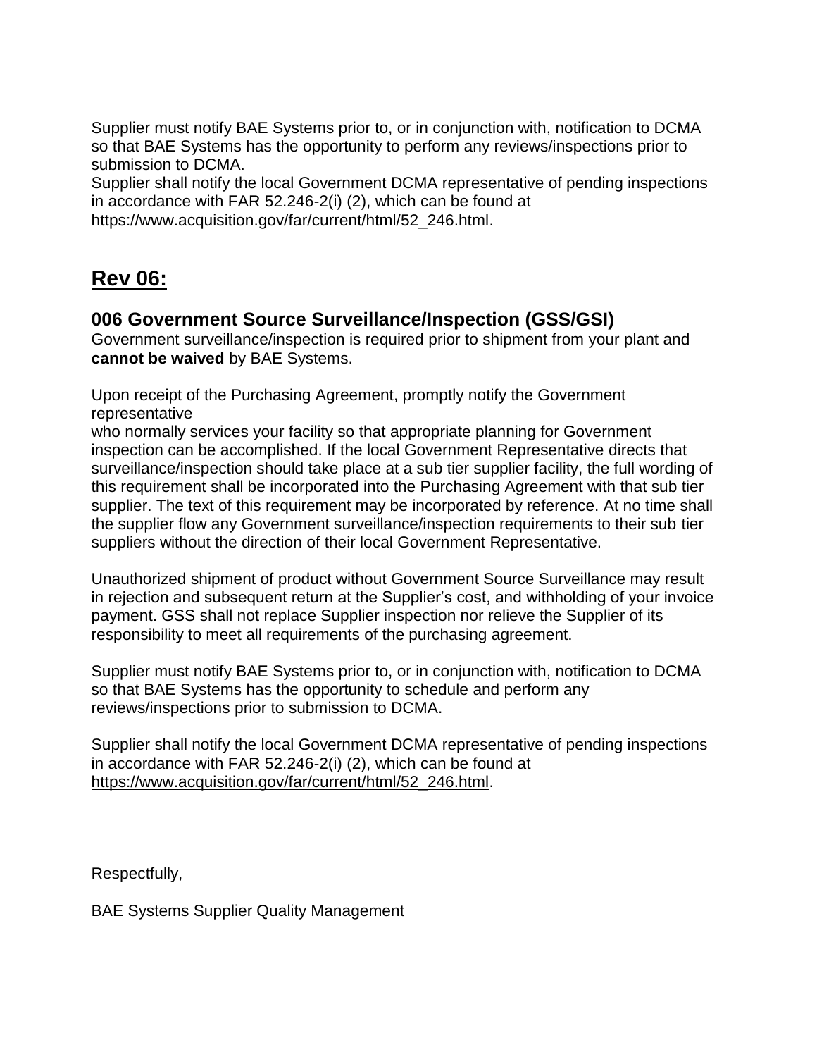Supplier must notify BAE Systems prior to, or in conjunction with, notification to DCMA so that BAE Systems has the opportunity to perform any reviews/inspections prior to submission to DCMA.
Supplier shall notify the local Government DCMA representative of pending inspections in accordance with FAR 52.246-2(i) (2), which can be found at https://www.acquisition.gov/far/current/html/52_246.html.

## Rev 06:

### 006 Government Source Surveillance/Inspection (GSS/GSI)

Government surveillance/inspection is required prior to shipment from your plant and **cannot be waived** by BAE Systems.

Upon receipt of the Purchasing Agreement, promptly notify the Government representative
who normally services your facility so that appropriate planning for Government inspection can be accomplished. If the local Government Representative directs that surveillance/inspection should take place at a sub tier supplier facility, the full wording of this requirement shall be incorporated into the Purchasing Agreement with that sub tier supplier. The text of this requirement may be incorporated by reference. At no time shall the supplier flow any Government surveillance/inspection requirements to their sub tier suppliers without the direction of their local Government Representative.

Unauthorized shipment of product without Government Source Surveillance may result in rejection and subsequent return at the Supplier's cost, and withholding of your invoice payment. GSS shall not replace Supplier inspection nor relieve the Supplier of its responsibility to meet all requirements of the purchasing agreement.

Supplier must notify BAE Systems prior to, or in conjunction with, notification to DCMA so that BAE Systems has the opportunity to schedule and perform any reviews/inspections prior to submission to DCMA.

Supplier shall notify the local Government DCMA representative of pending inspections in accordance with FAR 52.246-2(i) (2), which can be found at https://www.acquisition.gov/far/current/html/52_246.html.

Respectfully,

BAE Systems Supplier Quality Management